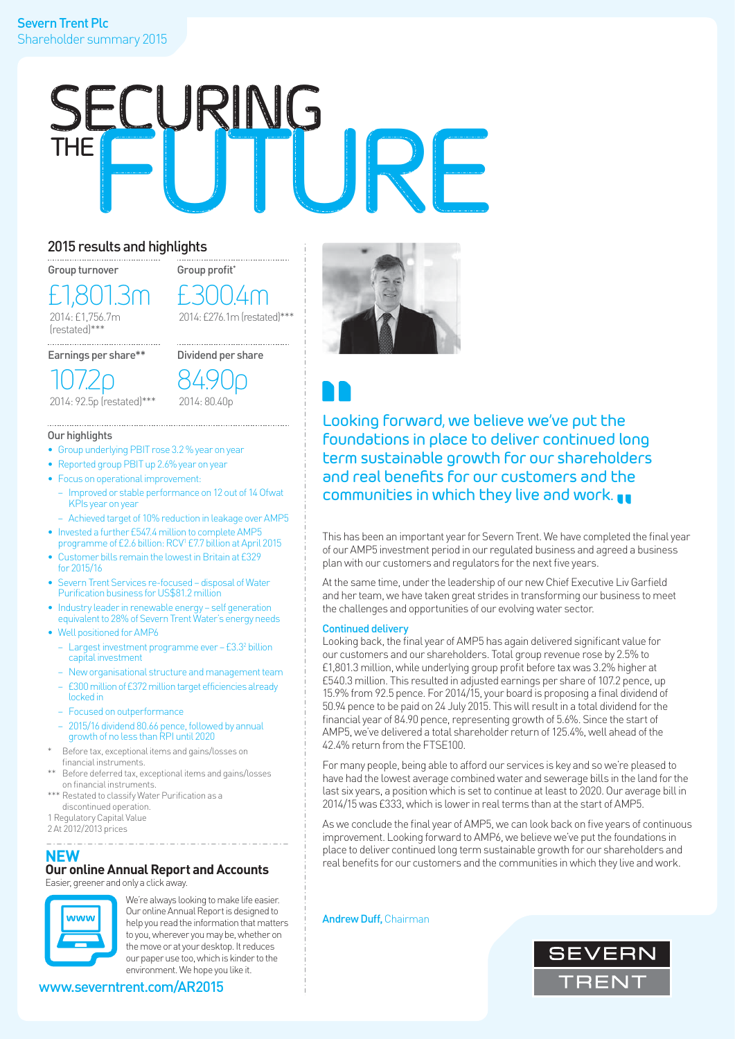# SECURING THE FUTURE

## 2015 results and highlights

**Group turnover**

£1,801.3m

2014: £1,756.7m (restated)***

**Group profit***

£300.4m

2014: £276.1m (restated)***

**Earnings per share****

107.2p

2014: 92.5p (restated)***

**Dividend per share**

84.90p

2014: 80.40p

### Our highlights

- Group underlying PBIT rose 3.2% year on year
- Reported group PBIT up 2.6% year on year
- Focus on operational improvement:
  - Improved or stable performance on 12 out of 14 Ofwat KPIs year on year
  - Achieved target of 10% reduction in leakage over AMP5
- Invested a further £547.4 million to complete AMP5 programme of £2.6 billion: RCV[1] £7.7 billion at April 2015
- Customer bills remain the lowest in Britain at £329 for 2015/16
- Severn Trent Services re-focused – disposal of Water Purification business for US$81.2 million
- Industry leader in renewable energy – self generation equivalent to 28% of Severn Trent Water's energy needs
- Well positioned for AMP6
  - Largest investment programme ever – £3.3[2] billion capital investment
  - New organisational structure and management team
  - £300 million of £372 million target efficiencies already locked in
  - Focused on outperformance
  - 2015/16 dividend 80.66 pence, followed by annual growth of no less than RPI until 2020

\* Before tax, exceptional items and gains/losses on financial instruments.

\** Before deferred tax, exceptional items and gains/losses on financial instruments.

\*** Restated to classify Water Purification as a discontinued operation.

1 Regulatory Capital Value

2 At 2012/2013 prices

## NEW
### Our online Annual Report and Accounts

Easier, greener and only a click away.

We're always looking to make life easier. Our online Annual Report is designed to help you read the information that matters to you, wherever you may be, whether on the move or at your desktop. It reduces our paper use too, which is kinder to the environment. We hope you like it.

**www.severntrent.com/AR2015**

> Looking forward, we believe we've put the foundations in place to deliver continued long term sustainable growth for our shareholders and real benefits for our customers and the communities in which they live and work.

This has been an important year for Severn Trent. We have completed the final year of our AMP5 investment period in our regulated business and agreed a business plan with our customers and regulators for the next five years.

At the same time, under the leadership of our new Chief Executive Liv Garfield and her team, we have taken great strides in transforming our business to meet the challenges and opportunities of our evolving water sector.

### Continued delivery

Looking back, the final year of AMP5 has again delivered significant value for our customers and our shareholders. Total group revenue rose by 2.5% to £1,801.3 million, while underlying group profit before tax was 3.2% higher at £540.3 million. This resulted in adjusted earnings per share of 107.2 pence, up 15.9% from 92.5 pence. For 2014/15, your board is proposing a final dividend of 50.94 pence to be paid on 24 July 2015. This will result in a total dividend for the financial year of 84.90 pence, representing growth of 5.6%. Since the start of AMP5, we've delivered a total shareholder return of 125.4%, well ahead of the 42.4% return from the FTSE100.

For many people, being able to afford our services is key and so we're pleased to have had the lowest average combined water and sewerage bills in the land for the last six years, a position which is set to continue at least to 2020. Our average bill in 2014/15 was £333, which is lower in real terms than at the start of AMP5.

As we conclude the final year of AMP5, we can look back on five years of continuous improvement. Looking forward to AMP6, we believe we've put the foundations in place to deliver continued long term sustainable growth for our shareholders and real benefits for our customers and the communities in which they live and work.

**Andrew Duff,** Chairman

SEVERN TRENT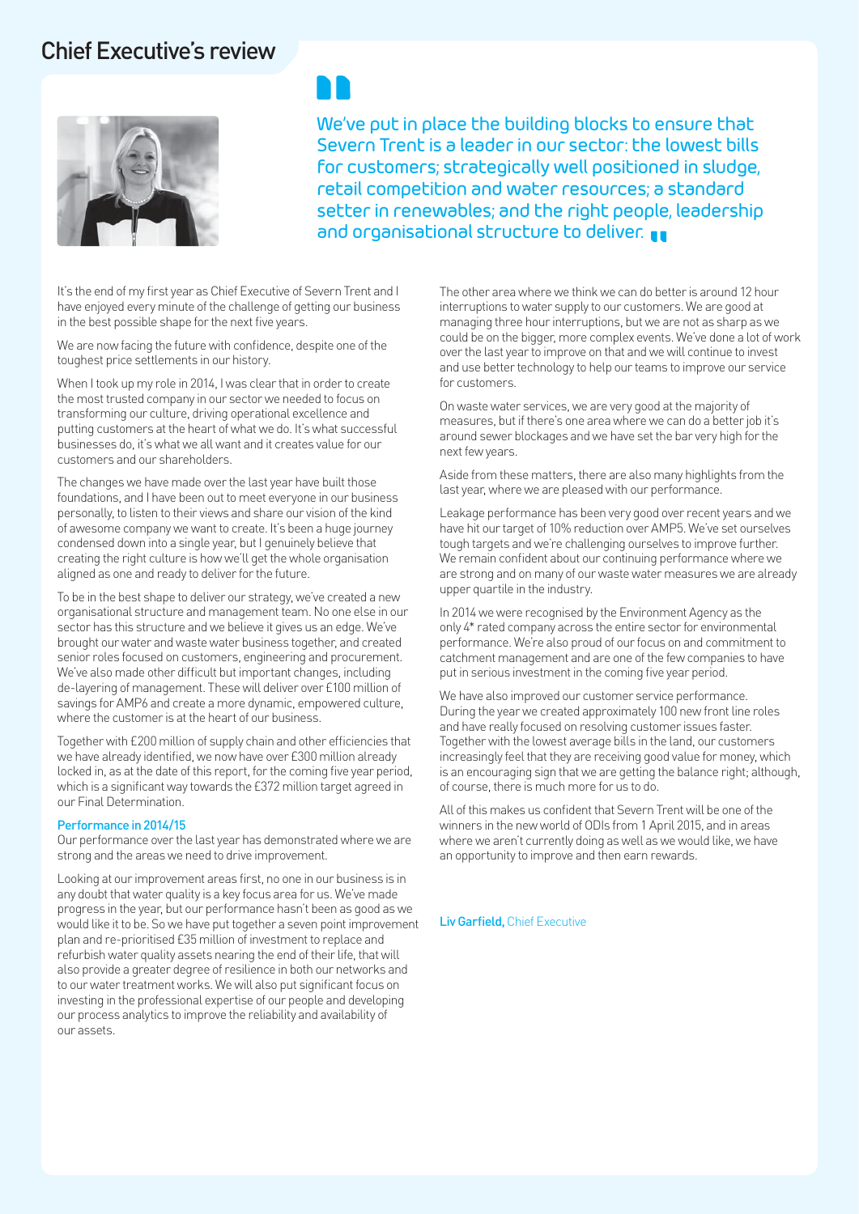# Chief Executive's review

> We've put in place the building blocks to ensure that Severn Trent is a leader in our sector: the lowest bills for customers; strategically well positioned in sludge, retail competition and water resources; a standard setter in renewables; and the right people, leadership and organisational structure to deliver.

It's the end of my first year as Chief Executive of Severn Trent and I have enjoyed every minute of the challenge of getting our business in the best possible shape for the next five years.

We are now facing the future with confidence, despite one of the toughest price settlements in our history.

When I took up my role in 2014, I was clear that in order to create the most trusted company in our sector we needed to focus on transforming our culture, driving operational excellence and putting customers at the heart of what we do. It's what successful businesses do, it's what we all want and it creates value for our customers and our shareholders.

The changes we have made over the last year have built those foundations, and I have been out to meet everyone in our business personally, to listen to their views and share our vision of the kind of awesome company we want to create. It's been a huge journey condensed down into a single year, but I genuinely believe that creating the right culture is how we'll get the whole organisation aligned as one and ready to deliver for the future.

To be in the best shape to deliver our strategy, we've created a new organisational structure and management team. No one else in our sector has this structure and we believe it gives us an edge. We've brought our water and waste water business together, and created senior roles focused on customers, engineering and procurement. We've also made other difficult but important changes, including de-layering of management. These will deliver over £100 million of savings for AMP6 and create a more dynamic, empowered culture, where the customer is at the heart of our business.

Together with £200 million of supply chain and other efficiencies that we have already identified, we now have over £300 million already locked in, as at the date of this report, for the coming five year period, which is a significant way towards the £372 million target agreed in our Final Determination.

### Performance in 2014/15

Our performance over the last year has demonstrated where we are strong and the areas we need to drive improvement.

Looking at our improvement areas first, no one in our business is in any doubt that water quality is a key focus area for us. We've made progress in the year, but our performance hasn't been as good as we would like it to be. So we have put together a seven point improvement plan and re-prioritised £35 million of investment to replace and refurbish water quality assets nearing the end of their life, that will also provide a greater degree of resilience in both our networks and to our water treatment works. We will also put significant focus on investing in the professional expertise of our people and developing our process analytics to improve the reliability and availability of our assets.

The other area where we think we can do better is around 12 hour interruptions to water supply to our customers. We are good at managing three hour interruptions, but we are not as sharp as we could be on the bigger, more complex events. We've done a lot of work over the last year to improve on that and we will continue to invest and use better technology to help our teams to improve our service for customers.

On waste water services, we are very good at the majority of measures, but if there's one area where we can do a better job it's around sewer blockages and we have set the bar very high for the next few years.

Aside from these matters, there are also many highlights from the last year, where we are pleased with our performance.

Leakage performance has been very good over recent years and we have hit our target of 10% reduction over AMP5. We've set ourselves tough targets and we're challenging ourselves to improve further. We remain confident about our continuing performance where we are strong and on many of our waste water measures we are already upper quartile in the industry.

In 2014 we were recognised by the Environment Agency as the only 4* rated company across the entire sector for environmental performance. We're also proud of our focus on and commitment to catchment management and are one of the few companies to have put in serious investment in the coming five year period.

We have also improved our customer service performance. During the year we created approximately 100 new front line roles and have really focused on resolving customer issues faster. Together with the lowest average bills in the land, our customers increasingly feel that they are receiving good value for money, which is an encouraging sign that we are getting the balance right; although, of course, there is much more for us to do.

All of this makes us confident that Severn Trent will be one of the winners in the new world of ODIs from 1 April 2015, and in areas where we aren't currently doing as well as we would like, we have an opportunity to improve and then earn rewards.

**Liv Garfield,** Chief Executive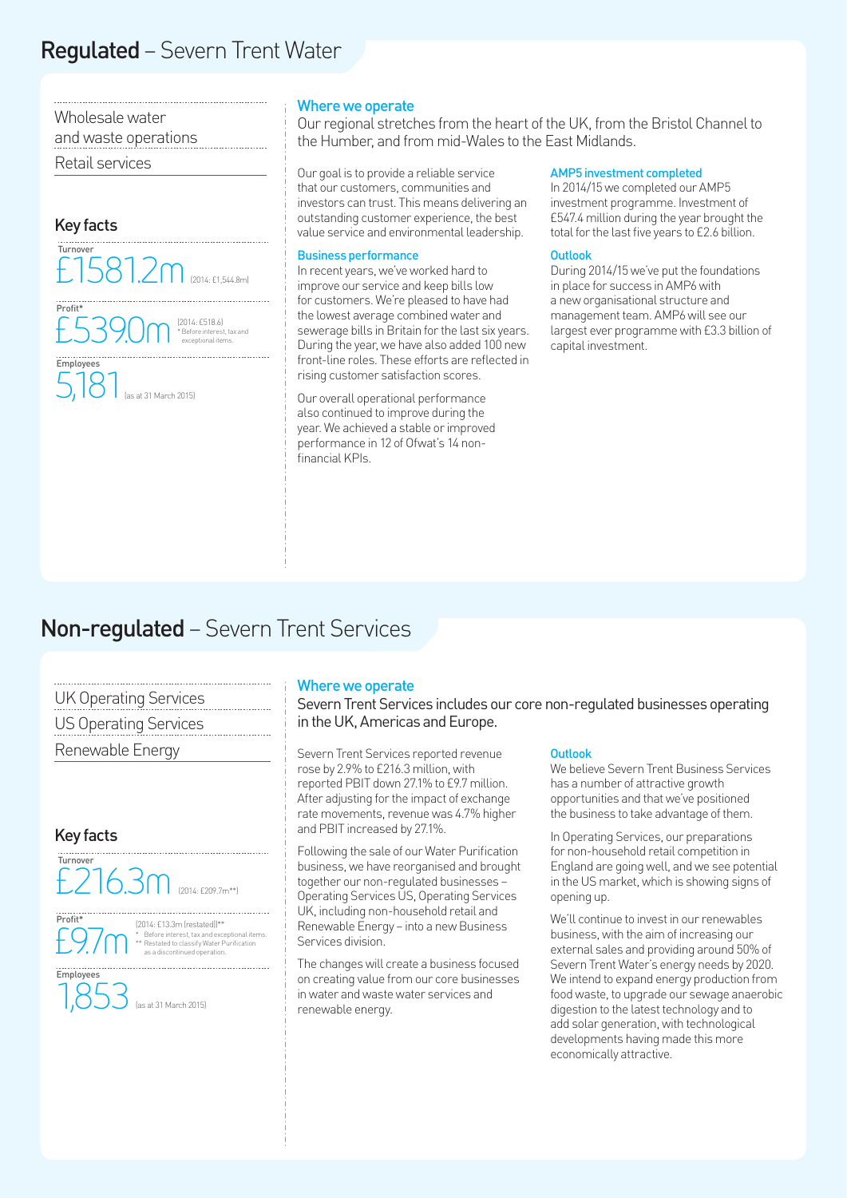# **Regulated** – Severn Trent Water

- Wholesale water and waste operations
- Retail services

### Key facts

**Turnover**
£1581.2m (2014: £1,544.8m)

**Profit***
£539.0m (2014: £518.6)
* Before interest, tax and exceptional items.

**Employees**
5,181 (as at 31 March 2015)

## Where we operate

Our regional stretches from the heart of the UK, from the Bristol Channel to the Humber, and from mid-Wales to the East Midlands.

Our goal is to provide a reliable service that our customers, communities and investors can trust. This means delivering an outstanding customer experience, the best value service and environmental leadership.

### Business performance

In recent years, we've worked hard to improve our service and keep bills low for customers. We're pleased to have had the lowest average combined water and sewerage bills in Britain for the last six years. During the year, we have also added 100 new front-line roles. These efforts are reflected in rising customer satisfaction scores.

Our overall operational performance also continued to improve during the year. We achieved a stable or improved performance in 12 of Ofwat's 14 non-financial KPIs.

### AMP5 investment completed

In 2014/15 we completed our AMP5 investment programme. Investment of £547.4 million during the year brought the total for the last five years to £2.6 billion.

### Outlook

During 2014/15 we've put the foundations in place for success in AMP6 with a new organisational structure and management team. AMP6 will see our largest ever programme with £3.3 billion of capital investment.

# **Non-regulated** – Severn Trent Services

- UK Operating Services
- US Operating Services
- Renewable Energy

### Key facts

**Turnover**
£216.3m (2014: £209.7m**)

**Profit***
£9.7m (2014: £13.3m (restated))**
* Before interest, tax and exceptional items.
** Restated to classify Water Purification as a discontinued operation.

**Employees**
1,853 (as at 31 March 2015)

## Where we operate

Severn Trent Services includes our core non-regulated businesses operating in the UK, Americas and Europe.

Severn Trent Services reported revenue rose by 2.9% to £216.3 million, with reported PBIT down 27.1% to £9.7 million. After adjusting for the impact of exchange rate movements, revenue was 4.7% higher and PBIT increased by 27.1%.

Following the sale of our Water Purification business, we have reorganised and brought together our non-regulated businesses – Operating Services US, Operating Services UK, including non-household retail and Renewable Energy – into a new Business Services division.

The changes will create a business focused on creating value from our core businesses in water and waste water services and renewable energy.

### Outlook

We believe Severn Trent Business Services has a number of attractive growth opportunities and that we've positioned the business to take advantage of them.

In Operating Services, our preparations for non-household retail competition in England are going well, and we see potential in the US market, which is showing signs of opening up.

We'll continue to invest in our renewables business, with the aim of increasing our external sales and providing around 50% of Severn Trent Water's energy needs by 2020. We intend to expand energy production from food waste, to upgrade our sewage anaerobic digestion to the latest technology and to add solar generation, with technological developments having made this more economically attractive.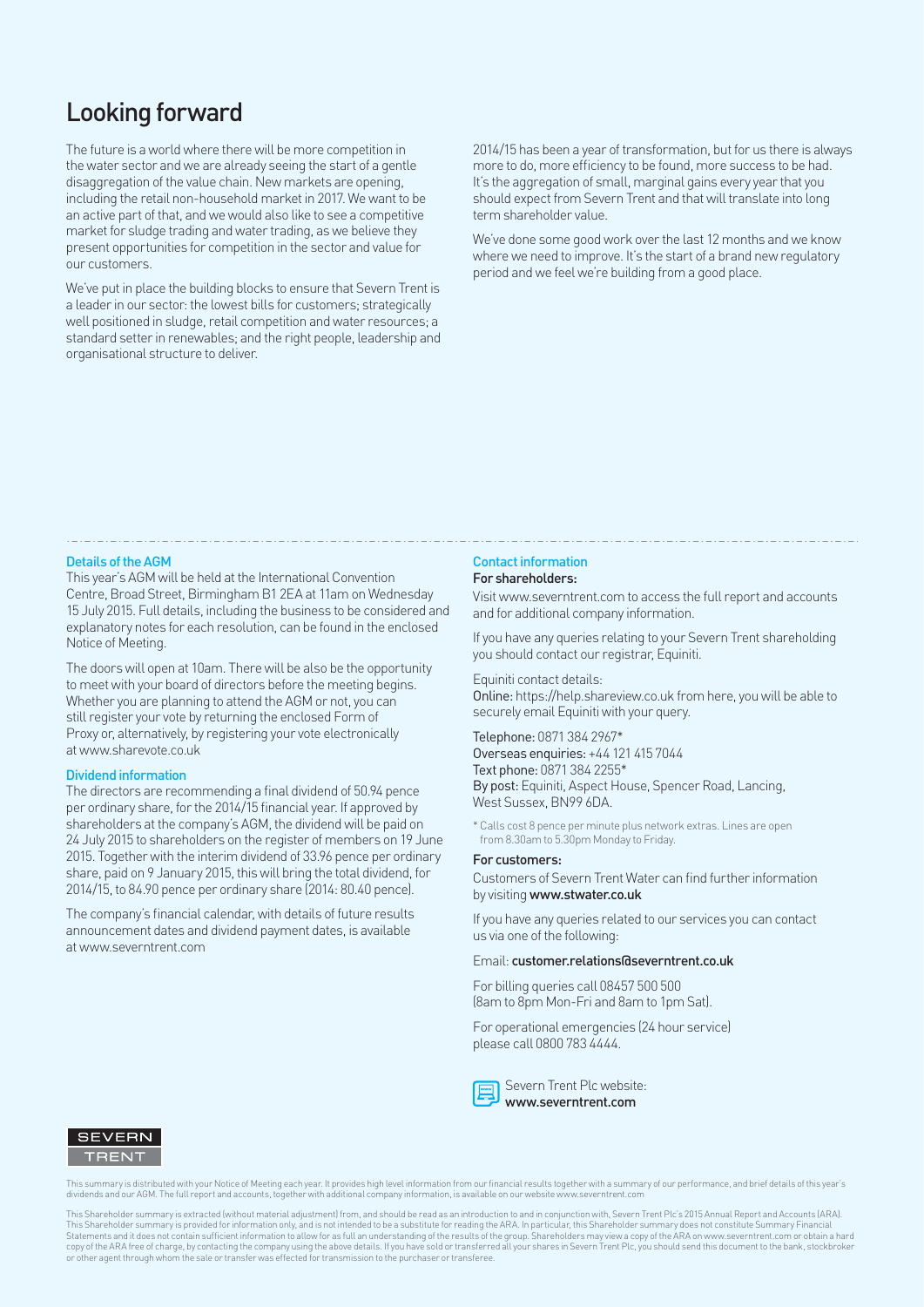# Looking forward

The future is a world where there will be more competition in the water sector and we are already seeing the start of a gentle disaggregation of the value chain. New markets are opening, including the retail non-household market in 2017. We want to be an active part of that, and we would also like to see a competitive market for sludge trading and water trading, as we believe they present opportunities for competition in the sector and value for our customers.

We've put in place the building blocks to ensure that Severn Trent is a leader in our sector: the lowest bills for customers; strategically well positioned in sludge, retail competition and water resources; a standard setter in renewables; and the right people, leadership and organisational structure to deliver.

2014/15 has been a year of transformation, but for us there is always more to do, more efficiency to be found, more success to be had. It's the aggregation of small, marginal gains every year that you should expect from Severn Trent and that will translate into long term shareholder value.

We've done some good work over the last 12 months and we know where we need to improve. It's the start of a brand new regulatory period and we feel we're building from a good place.

### Details of the AGM

This year's AGM will be held at the International Convention Centre, Broad Street, Birmingham B1 2EA at 11am on Wednesday 15 July 2015. Full details, including the business to be considered and explanatory notes for each resolution, can be found in the enclosed Notice of Meeting.

The doors will open at 10am. There will be also be the opportunity to meet with your board of directors before the meeting begins. Whether you are planning to attend the AGM or not, you can still register your vote by returning the enclosed Form of Proxy or, alternatively, by registering your vote electronically at www.sharevote.co.uk

### Dividend information

The directors are recommending a final dividend of 50.94 pence per ordinary share, for the 2014/15 financial year. If approved by shareholders at the company's AGM, the dividend will be paid on 24 July 2015 to shareholders on the register of members on 19 June 2015. Together with the interim dividend of 33.96 pence per ordinary share, paid on 9 January 2015, this will bring the total dividend, for 2014/15, to 84.90 pence per ordinary share (2014: 80.40 pence).

The company's financial calendar, with details of future results announcement dates and dividend payment dates, is available at www.severntrent.com

### Contact information

**For shareholders:**

Visit www.severntrent.com to access the full report and accounts and for additional company information.

If you have any queries relating to your Severn Trent shareholding you should contact our registrar, Equiniti.

Equiniti contact details:
Online: https://help.shareview.co.uk from here, you will be able to securely email Equiniti with your query.

Telephone: 0871 384 2967*
Overseas enquiries: +44 121 415 7044
Text phone: 0871 384 2255*
By post: Equiniti, Aspect House, Spencer Road, Lancing, West Sussex, BN99 6DA.

\* Calls cost 8 pence per minute plus network extras. Lines are open from 8.30am to 5.30pm Monday to Friday.

**For customers:**

Customers of Severn Trent Water can find further information by visiting **www.stwater.co.uk**

If you have any queries related to our services you can contact us via one of the following:

Email: **customer.relations@severntrent.co.uk**

For billing queries call 08457 500 500 (8am to 8pm Mon-Fri and 8am to 1pm Sat).

For operational emergencies (24 hour service) please call 0800 783 4444.

Severn Trent Plc website:
**www.severntrent.com**

SEVERN TRENT

This summary is distributed with your Notice of Meeting each year. It provides high level information from our financial results together with a summary of our performance, and brief details of this year's dividends and our AGM. The full report and accounts, together with additional company information, is available on our website www.severntrent.com

This Shareholder summary is extracted (without material adjustment) from, and should be read as an introduction to and in conjunction with, Severn Trent Plc's 2015 Annual Report and Accounts (ARA). This Shareholder summary is provided for information only, and is not intended to be a substitute for reading the ARA. In particular, this Shareholder summary does not constitute Summary Financial Statements and it does not contain sufficient information to allow for as full an understanding of the results of the group. Shareholders may view a copy of the ARA on www.severntrent.com or obtain a hard copy of the ARA free of charge, by contacting the company using the above details. If you have sold or transferred all your shares in Severn Trent Plc, you should send this document to the bank, stockbroker or other agent through whom the sale or transfer was effected for transmission to the purchaser or transferee.